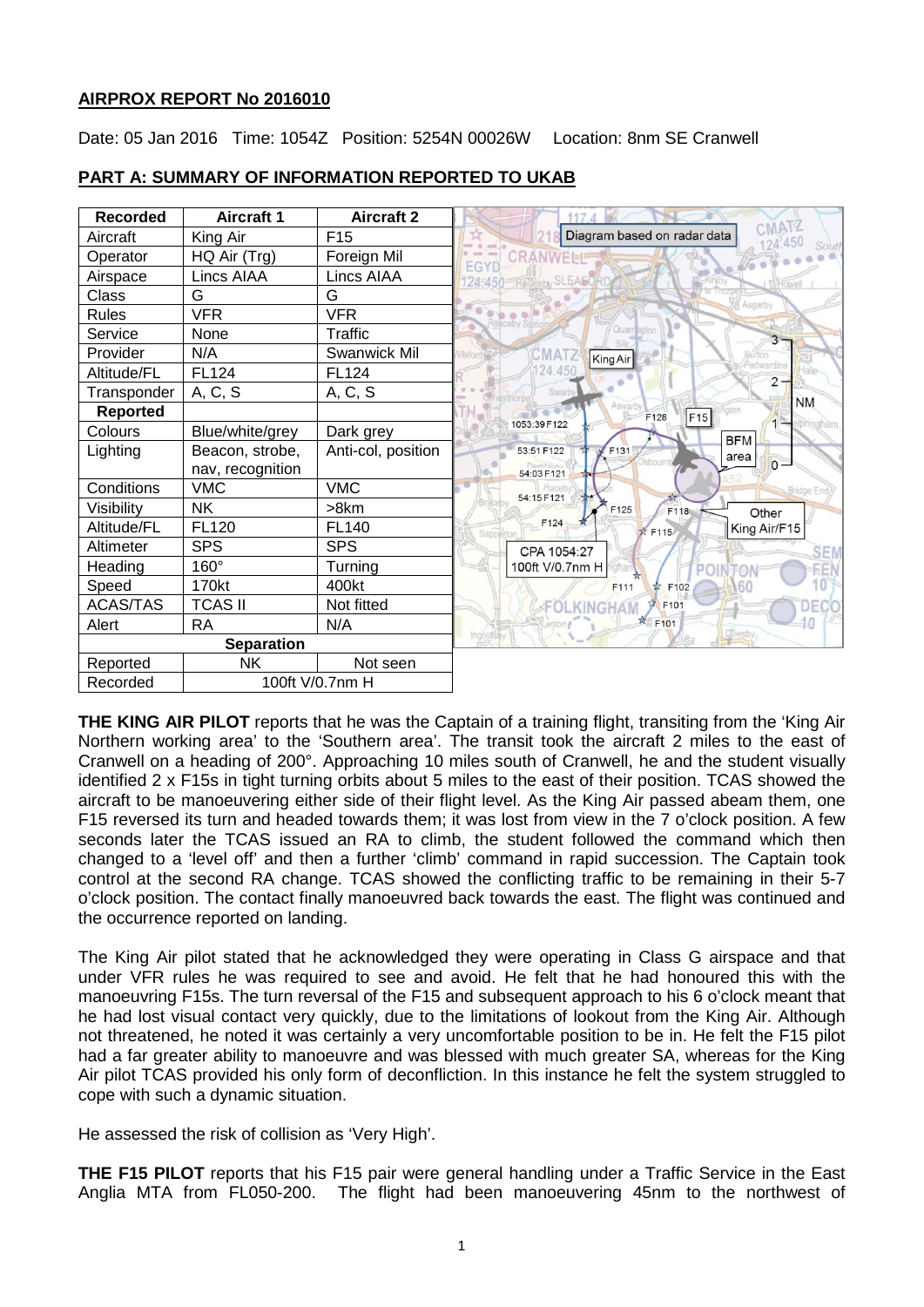## AIRPROX REPORT No 2016010

Date: 05 Jan 2016 Time: 1054Z Position: 5254N 00026W Location: 8nm SE Cranwell

## PART A: SUMMARY OF INFORMATION REPORTED TO UKAB

| Recorded | Aircraft 1 | Aircraft 2 |
|---|---|---|
| Aircraft | King Air | F15 |
| Operator | HQ Air (Trg) | Foreign Mil |
| Airspace | Lincs AIAA | Lincs AIAA |
| Class | G | G |
| Rules | VFR | VFR |
| Service | None | Traffic |
| Provider | N/A | Swanwick Mil |
| Altitude/FL | FL124 | FL124 |
| Transponder | A, C, S | A, C, S |
| **Reported** | | |
| Colours | Blue/white/grey | Dark grey |
| Lighting | Beacon, strobe, nav, recognition | Anti-col, position |
| Conditions | VMC | VMC |
| Visibility | NK | >8km |
| Altitude/FL | FL120 | FL140 |
| Altimeter | SPS | SPS |
| Heading | 160° | Turning |
| Speed | 170kt | 400kt |
| ACAS/TAS | TCAS II | Not fitted |
| Alert | RA | N/A |
| **Separation** | | |
| Reported | NK | Not seen |
| Recorded | 100ft V/0.7nm H | |

Diagram based on radar data

CPA 1054:27
100ft V/0.7nm H

**THE KING AIR PILOT** reports that he was the Captain of a training flight, transiting from the 'King Air Northern working area' to the 'Southern area'. The transit took the aircraft 2 miles to the east of Cranwell on a heading of 200°. Approaching 10 miles south of Cranwell, he and the student visually identified 2 x F15s in tight turning orbits about 5 miles to the east of their position. TCAS showed the aircraft to be manoeuvering either side of their flight level. As the King Air passed abeam them, one F15 reversed its turn and headed towards them; it was lost from view in the 7 o'clock position. A few seconds later the TCAS issued an RA to climb, the student followed the command which then changed to a 'level off' and then a further 'climb' command in rapid succession. The Captain took control at the second RA change. TCAS showed the conflicting traffic to be remaining in their 5-7 o'clock position. The contact finally manoeuvred back towards the east. The flight was continued and the occurrence reported on landing.

The King Air pilot stated that he acknowledged they were operating in Class G airspace and that under VFR rules he was required to see and avoid. He felt that he had honoured this with the manoeuvring F15s. The turn reversal of the F15 and subsequent approach to his 6 o'clock meant that he had lost visual contact very quickly, due to the limitations of lookout from the King Air. Although not threatened, he noted it was certainly a very uncomfortable position to be in. He felt the F15 pilot had a far greater ability to manoeuvre and was blessed with much greater SA, whereas for the King Air pilot TCAS provided his only form of deconfliction. In this instance he felt the system struggled to cope with such a dynamic situation.

He assessed the risk of collision as 'Very High'.

**THE F15 PILOT** reports that his F15 pair were general handling under a Traffic Service in the East Anglia MTA from FL050-200. The flight had been manoeuvering 45nm to the northwest of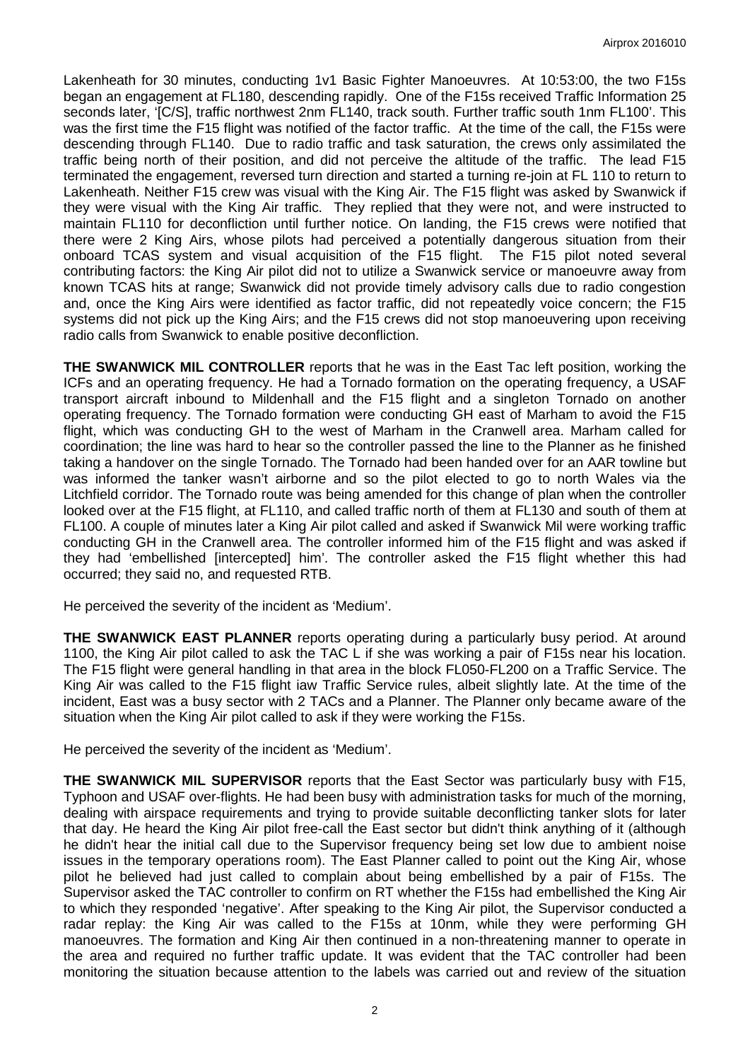Lakenheath for 30 minutes, conducting 1v1 Basic Fighter Manoeuvres. At 10:53:00, the two F15s began an engagement at FL180, descending rapidly. One of the F15s received Traffic Information 25 seconds later, '[C/S], traffic northwest 2nm FL140, track south. Further traffic south 1nm FL100'. This was the first time the F15 flight was notified of the factor traffic. At the time of the call, the F15s were descending through FL140. Due to radio traffic and task saturation, the crews only assimilated the traffic being north of their position, and did not perceive the altitude of the traffic. The lead F15 terminated the engagement, reversed turn direction and started a turning re-join at FL 110 to return to Lakenheath. Neither F15 crew was visual with the King Air. The F15 flight was asked by Swanwick if they were visual with the King Air traffic. They replied that they were not, and were instructed to maintain FL110 for deconfliction until further notice. On landing, the F15 crews were notified that there were 2 King Airs, whose pilots had perceived a potentially dangerous situation from their onboard TCAS system and visual acquisition of the F15 flight. The F15 pilot noted several contributing factors: the King Air pilot did not to utilize a Swanwick service or manoeuvre away from known TCAS hits at range; Swanwick did not provide timely advisory calls due to radio congestion and, once the King Airs were identified as factor traffic, did not repeatedly voice concern; the F15 systems did not pick up the King Airs; and the F15 crews did not stop manoeuvering upon receiving radio calls from Swanwick to enable positive deconfliction.

**THE SWANWICK MIL CONTROLLER** reports that he was in the East Tac left position, working the ICFs and an operating frequency. He had a Tornado formation on the operating frequency, a USAF transport aircraft inbound to Mildenhall and the F15 flight and a singleton Tornado on another operating frequency. The Tornado formation were conducting GH east of Marham to avoid the F15 flight, which was conducting GH to the west of Marham in the Cranwell area. Marham called for coordination; the line was hard to hear so the controller passed the line to the Planner as he finished taking a handover on the single Tornado. The Tornado had been handed over for an AAR towline but was informed the tanker wasn't airborne and so the pilot elected to go to north Wales via the Litchfield corridor. The Tornado route was being amended for this change of plan when the controller looked over at the F15 flight, at FL110, and called traffic north of them at FL130 and south of them at FL100. A couple of minutes later a King Air pilot called and asked if Swanwick Mil were working traffic conducting GH in the Cranwell area. The controller informed him of the F15 flight and was asked if they had 'embellished [intercepted] him'. The controller asked the F15 flight whether this had occurred; they said no, and requested RTB.

He perceived the severity of the incident as 'Medium'.

**THE SWANWICK EAST PLANNER** reports operating during a particularly busy period. At around 1100, the King Air pilot called to ask the TAC L if she was working a pair of F15s near his location. The F15 flight were general handling in that area in the block FL050-FL200 on a Traffic Service. The King Air was called to the F15 flight iaw Traffic Service rules, albeit slightly late. At the time of the incident, East was a busy sector with 2 TACs and a Planner. The Planner only became aware of the situation when the King Air pilot called to ask if they were working the F15s.

He perceived the severity of the incident as 'Medium'.

**THE SWANWICK MIL SUPERVISOR** reports that the East Sector was particularly busy with F15, Typhoon and USAF over-flights. He had been busy with administration tasks for much of the morning, dealing with airspace requirements and trying to provide suitable deconflicting tanker slots for later that day. He heard the King Air pilot free-call the East sector but didn't think anything of it (although he didn't hear the initial call due to the Supervisor frequency being set low due to ambient noise issues in the temporary operations room). The East Planner called to point out the King Air, whose pilot he believed had just called to complain about being embellished by a pair of F15s. The Supervisor asked the TAC controller to confirm on RT whether the F15s had embellished the King Air to which they responded 'negative'. After speaking to the King Air pilot, the Supervisor conducted a radar replay: the King Air was called to the F15s at 10nm, while they were performing GH manoeuvres. The formation and King Air then continued in a non-threatening manner to operate in the area and required no further traffic update. It was evident that the TAC controller had been monitoring the situation because attention to the labels was carried out and review of the situation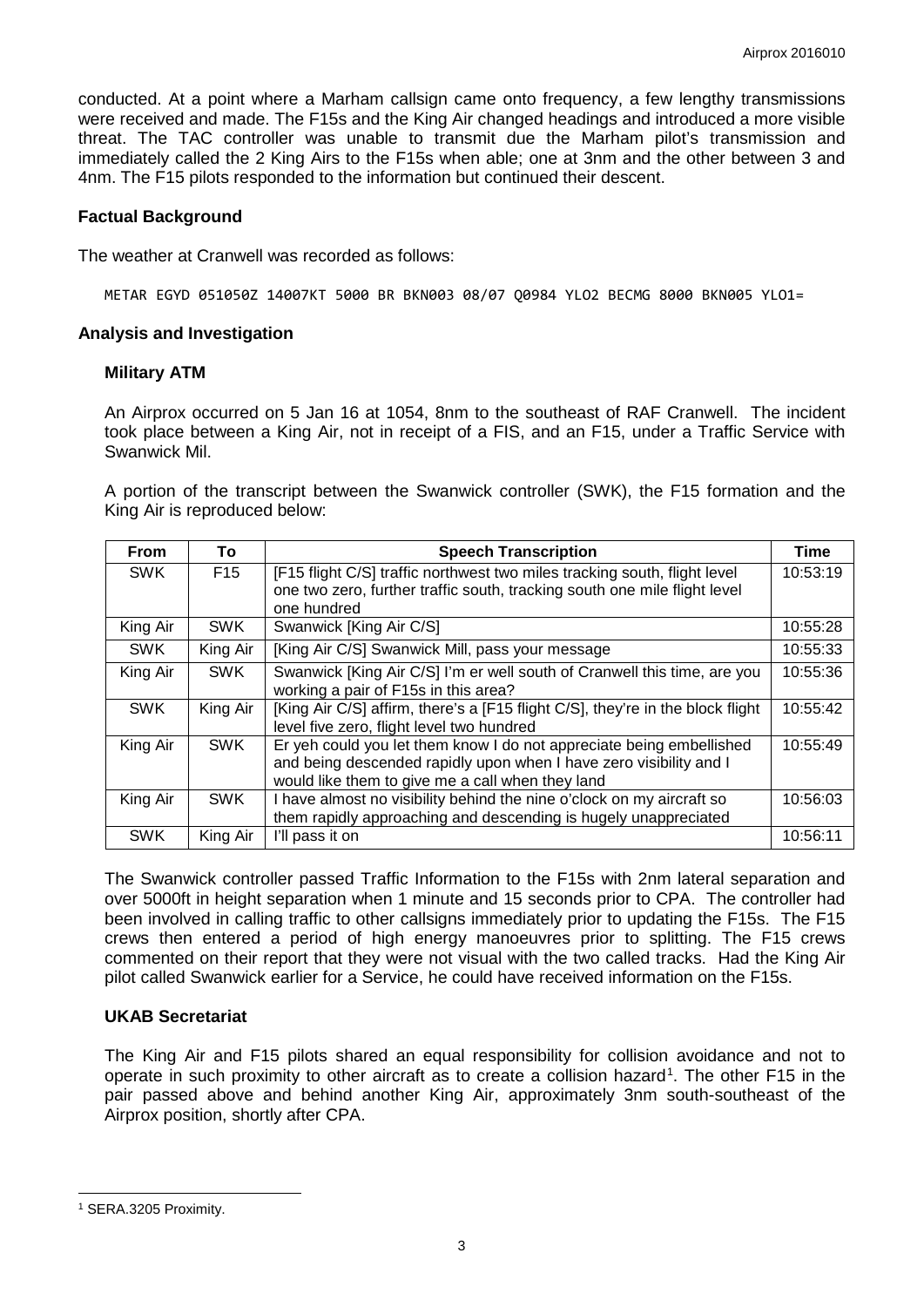conducted. At a point where a Marham callsign came onto frequency, a few lengthy transmissions were received and made. The F15s and the King Air changed headings and introduced a more visible threat. The TAC controller was unable to transmit due the Marham pilot's transmission and immediately called the 2 King Airs to the F15s when able; one at 3nm and the other between 3 and 4nm. The F15 pilots responded to the information but continued their descent.

## Factual Background

The weather at Cranwell was recorded as follows:

```
METAR EGYD 051050Z 14007KT 5000 BR BKN003 08/07 Q0984 YLO2 BECMG 8000 BKN005 YLO1=
```

## Analysis and Investigation

### Military ATM

An Airprox occurred on 5 Jan 16 at 1054, 8nm to the southeast of RAF Cranwell. The incident took place between a King Air, not in receipt of a FIS, and an F15, under a Traffic Service with Swanwick Mil.

A portion of the transcript between the Swanwick controller (SWK), the F15 formation and the King Air is reproduced below:

| From | To | Speech Transcription | Time |
|---|---|---|---|
| SWK | F15 | [F15 flight C/S] traffic northwest two miles tracking south, flight level one two zero, further traffic south, tracking south one mile flight level one hundred | 10:53:19 |
| King Air | SWK | Swanwick [King Air C/S] | 10:55:28 |
| SWK | King Air | [King Air C/S] Swanwick Mill, pass your message | 10:55:33 |
| King Air | SWK | Swanwick [King Air C/S] I'm er well south of Cranwell this time, are you working a pair of F15s in this area? | 10:55:36 |
| SWK | King Air | [King Air C/S] affirm, there's a [F15 flight C/S], they're in the block flight level five zero, flight level two hundred | 10:55:42 |
| King Air | SWK | Er yeh could you let them know I do not appreciate being embellished and being descended rapidly upon when I have zero visibility and I would like them to give me a call when they land | 10:55:49 |
| King Air | SWK | I have almost no visibility behind the nine o'clock on my aircraft so them rapidly approaching and descending is hugely unappreciated | 10:56:03 |
| SWK | King Air | I'll pass it on | 10:56:11 |

The Swanwick controller passed Traffic Information to the F15s with 2nm lateral separation and over 5000ft in height separation when 1 minute and 15 seconds prior to CPA. The controller had been involved in calling traffic to other callsigns immediately prior to updating the F15s. The F15 crews then entered a period of high energy manoeuvres prior to splitting. The F15 crews commented on their report that they were not visual with the two called tracks. Had the King Air pilot called Swanwick earlier for a Service, he could have received information on the F15s.

### UKAB Secretariat

The King Air and F15 pilots shared an equal responsibility for collision avoidance and not to operate in such proximity to other aircraft as to create a collision hazard[1]. The other F15 in the pair passed above and behind another King Air, approximately 3nm south-southeast of the Airprox position, shortly after CPA.

[1] SERA.3205 Proximity.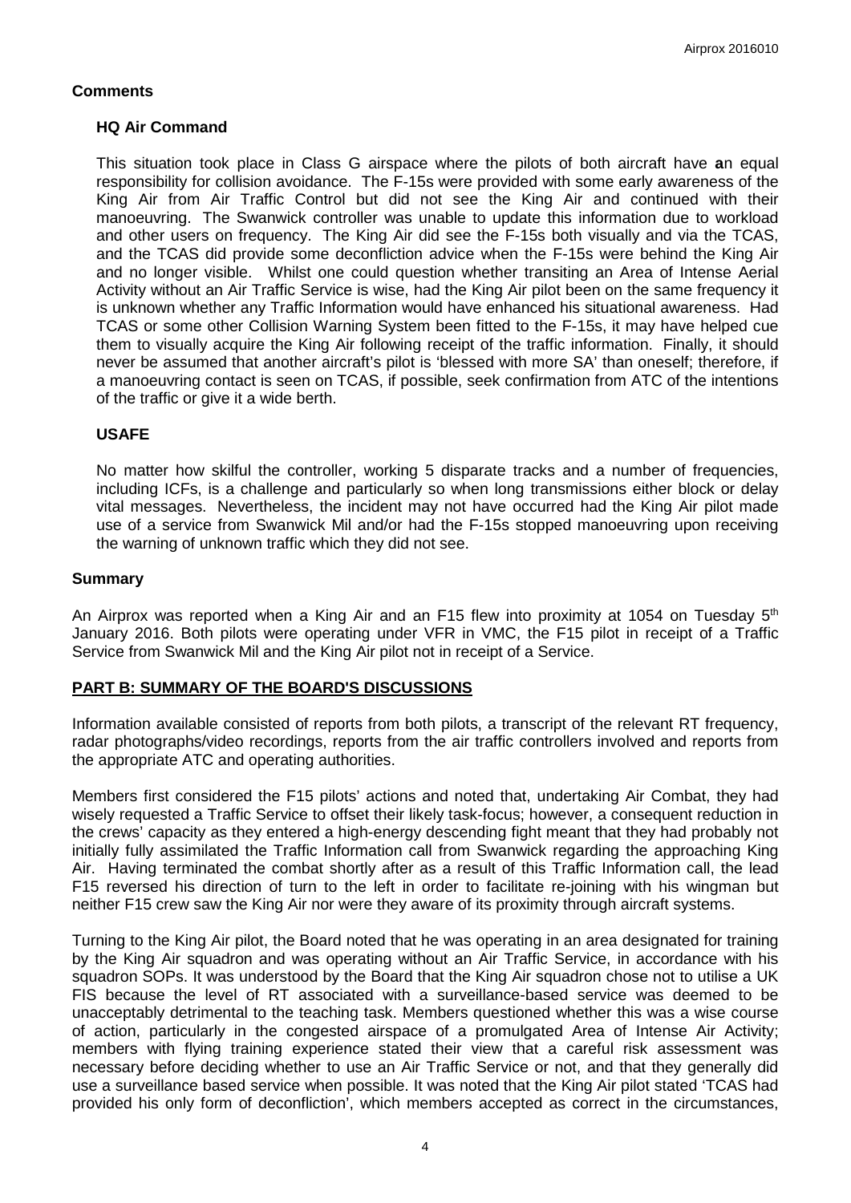## Comments

### HQ Air Command

This situation took place in Class G airspace where the pilots of both aircraft have **a**n equal responsibility for collision avoidance. The F-15s were provided with some early awareness of the King Air from Air Traffic Control but did not see the King Air and continued with their manoeuvring. The Swanwick controller was unable to update this information due to workload and other users on frequency. The King Air did see the F-15s both visually and via the TCAS, and the TCAS did provide some deconfliction advice when the F-15s were behind the King Air and no longer visible. Whilst one could question whether transiting an Area of Intense Aerial Activity without an Air Traffic Service is wise, had the King Air pilot been on the same frequency it is unknown whether any Traffic Information would have enhanced his situational awareness. Had TCAS or some other Collision Warning System been fitted to the F-15s, it may have helped cue them to visually acquire the King Air following receipt of the traffic information. Finally, it should never be assumed that another aircraft's pilot is 'blessed with more SA' than oneself; therefore, if a manoeuvring contact is seen on TCAS, if possible, seek confirmation from ATC of the intentions of the traffic or give it a wide berth.

### USAFE

No matter how skilful the controller, working 5 disparate tracks and a number of frequencies, including ICFs, is a challenge and particularly so when long transmissions either block or delay vital messages. Nevertheless, the incident may not have occurred had the King Air pilot made use of a service from Swanwick Mil and/or had the F-15s stopped manoeuvring upon receiving the warning of unknown traffic which they did not see.

## Summary

An Airprox was reported when a King Air and an F15 flew into proximity at 1054 on Tuesday 5th January 2016. Both pilots were operating under VFR in VMC, the F15 pilot in receipt of a Traffic Service from Swanwick Mil and the King Air pilot not in receipt of a Service.

## PART B: SUMMARY OF THE BOARD'S DISCUSSIONS

Information available consisted of reports from both pilots, a transcript of the relevant RT frequency, radar photographs/video recordings, reports from the air traffic controllers involved and reports from the appropriate ATC and operating authorities.

Members first considered the F15 pilots' actions and noted that, undertaking Air Combat, they had wisely requested a Traffic Service to offset their likely task-focus; however, a consequent reduction in the crews' capacity as they entered a high-energy descending fight meant that they had probably not initially fully assimilated the Traffic Information call from Swanwick regarding the approaching King Air. Having terminated the combat shortly after as a result of this Traffic Information call, the lead F15 reversed his direction of turn to the left in order to facilitate re-joining with his wingman but neither F15 crew saw the King Air nor were they aware of its proximity through aircraft systems.

Turning to the King Air pilot, the Board noted that he was operating in an area designated for training by the King Air squadron and was operating without an Air Traffic Service, in accordance with his squadron SOPs. It was understood by the Board that the King Air squadron chose not to utilise a UK FIS because the level of RT associated with a surveillance-based service was deemed to be unacceptably detrimental to the teaching task. Members questioned whether this was a wise course of action, particularly in the congested airspace of a promulgated Area of Intense Air Activity; members with flying training experience stated their view that a careful risk assessment was necessary before deciding whether to use an Air Traffic Service or not, and that they generally did use a surveillance based service when possible. It was noted that the King Air pilot stated 'TCAS had provided his only form of deconfliction', which members accepted as correct in the circumstances,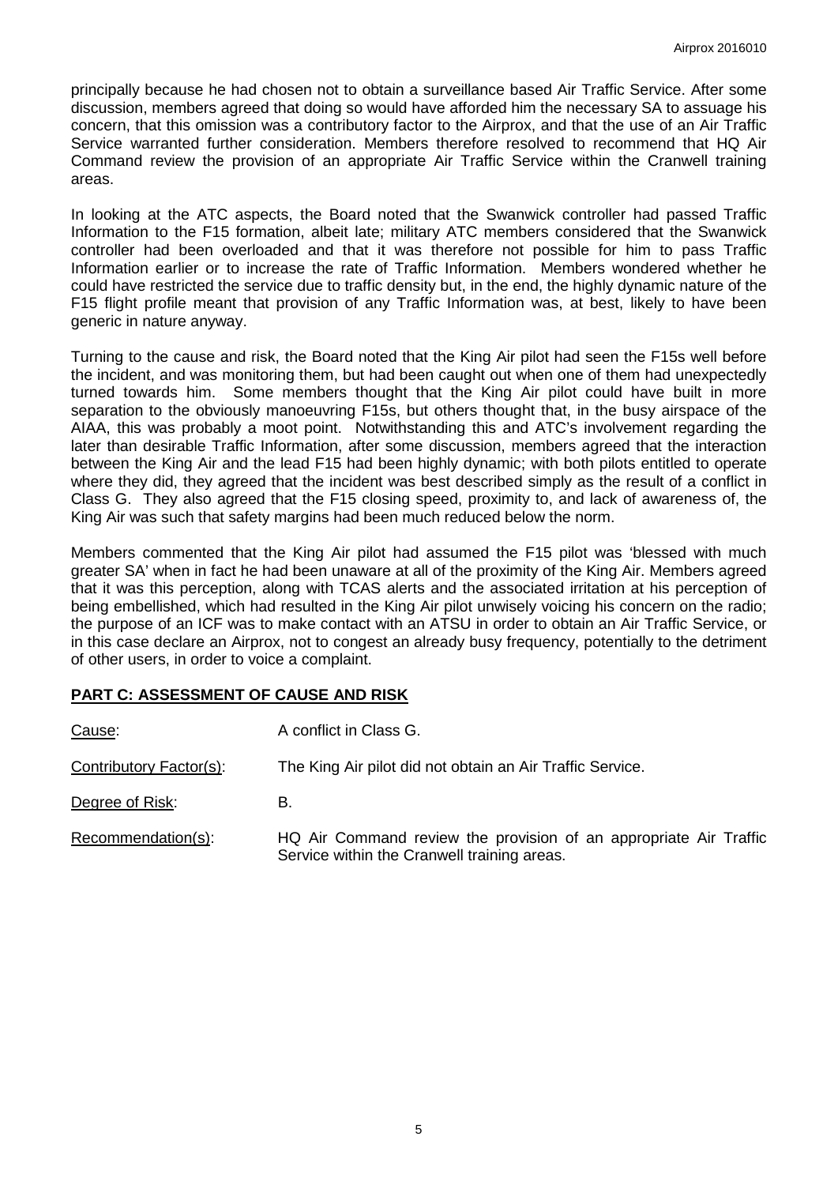principally because he had chosen not to obtain a surveillance based Air Traffic Service. After some discussion, members agreed that doing so would have afforded him the necessary SA to assuage his concern, that this omission was a contributory factor to the Airprox, and that the use of an Air Traffic Service warranted further consideration. Members therefore resolved to recommend that HQ Air Command review the provision of an appropriate Air Traffic Service within the Cranwell training areas.

In looking at the ATC aspects, the Board noted that the Swanwick controller had passed Traffic Information to the F15 formation, albeit late; military ATC members considered that the Swanwick controller had been overloaded and that it was therefore not possible for him to pass Traffic Information earlier or to increase the rate of Traffic Information. Members wondered whether he could have restricted the service due to traffic density but, in the end, the highly dynamic nature of the F15 flight profile meant that provision of any Traffic Information was, at best, likely to have been generic in nature anyway.

Turning to the cause and risk, the Board noted that the King Air pilot had seen the F15s well before the incident, and was monitoring them, but had been caught out when one of them had unexpectedly turned towards him. Some members thought that the King Air pilot could have built in more separation to the obviously manoeuvring F15s, but others thought that, in the busy airspace of the AIAA, this was probably a moot point. Notwithstanding this and ATC's involvement regarding the later than desirable Traffic Information, after some discussion, members agreed that the interaction between the King Air and the lead F15 had been highly dynamic; with both pilots entitled to operate where they did, they agreed that the incident was best described simply as the result of a conflict in Class G. They also agreed that the F15 closing speed, proximity to, and lack of awareness of, the King Air was such that safety margins had been much reduced below the norm.

Members commented that the King Air pilot had assumed the F15 pilot was 'blessed with much greater SA' when in fact he had been unaware at all of the proximity of the King Air. Members agreed that it was this perception, along with TCAS alerts and the associated irritation at his perception of being embellished, which had resulted in the King Air pilot unwisely voicing his concern on the radio; the purpose of an ICF was to make contact with an ATSU in order to obtain an Air Traffic Service, or in this case declare an Airprox, not to congest an already busy frequency, potentially to the detriment of other users, in order to voice a complaint.

## PART C: ASSESSMENT OF CAUSE AND RISK

Cause: A conflict in Class G.

Contributory Factor(s): The King Air pilot did not obtain an Air Traffic Service.

Degree of Risk: B.

Recommendation(s): HQ Air Command review the provision of an appropriate Air Traffic Service within the Cranwell training areas.